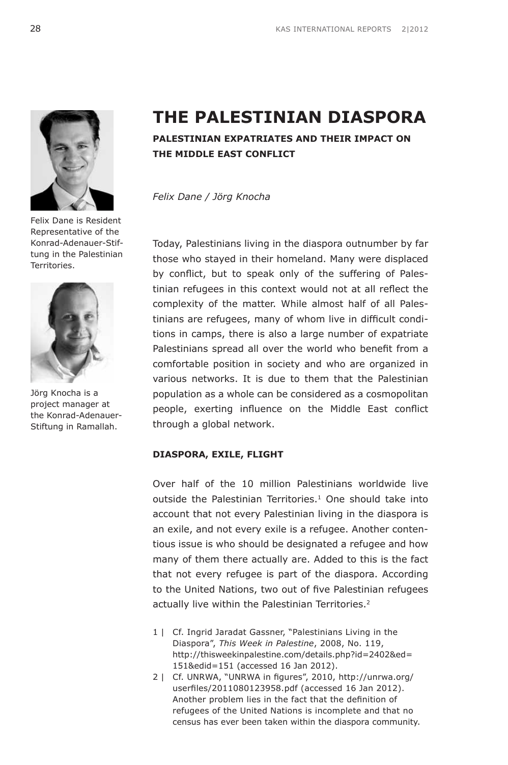# THE PALESTINIAN DIASPORA

**PALESTINIAN EXPATRIATES AND THEIR IMPACT ON THE MIDDLE EAST CONFLICT**

*Felix Dane / Jörg Knocha*

Felix Dane is Resident Representative of the Konrad-Adenauer-Stiftung in the Palestinian Territories.

Jörg Knocha is a project manager at the Konrad-Adenauer-Stiftung in Ramallah.

Today, Palestinians living in the diaspora outnumber by far those who stayed in their homeland. Many were displaced by conflict, but to speak only of the suffering of Palestinian refugees in this context would not at all reflect the complexity of the matter. While almost half of all Palestinians are refugees, many of whom live in difficult conditions in camps, there is also a large number of expatriate Palestinians spread all over the world who benefit from a comfortable position in society and who are organized in various networks. It is due to them that the Palestinian population as a whole can be considered as a cosmopolitan people, exerting influence on the Middle East conflict through a global network.

## DIASPORA, EXILE, FLIGHT

Over half of the 10 million Palestinians worldwide live outside the Palestinian Territories.[1] One should take into account that not every Palestinian living in the diaspora is an exile, and not every exile is a refugee. Another contentious issue is who should be designated a refugee and how many of them there actually are. Added to this is the fact that not every refugee is part of the diaspora. According to the United Nations, two out of five Palestinian refugees actually live within the Palestinian Territories.[2]

1 | Cf. Ingrid Jaradat Gassner, "Palestinians Living in the Diaspora", *This Week in Palestine*, 2008, No. 119, http://thisweekinpalestine.com/details.php?id=2402&ed=151&edid=151 (accessed 16 Jan 2012).

2 | Cf. UNRWA, "UNRWA in figures", 2010, http://unrwa.org/userfiles/2011080123958.pdf (accessed 16 Jan 2012). Another problem lies in the fact that the definition of refugees of the United Nations is incomplete and that no census has ever been taken within the diaspora community.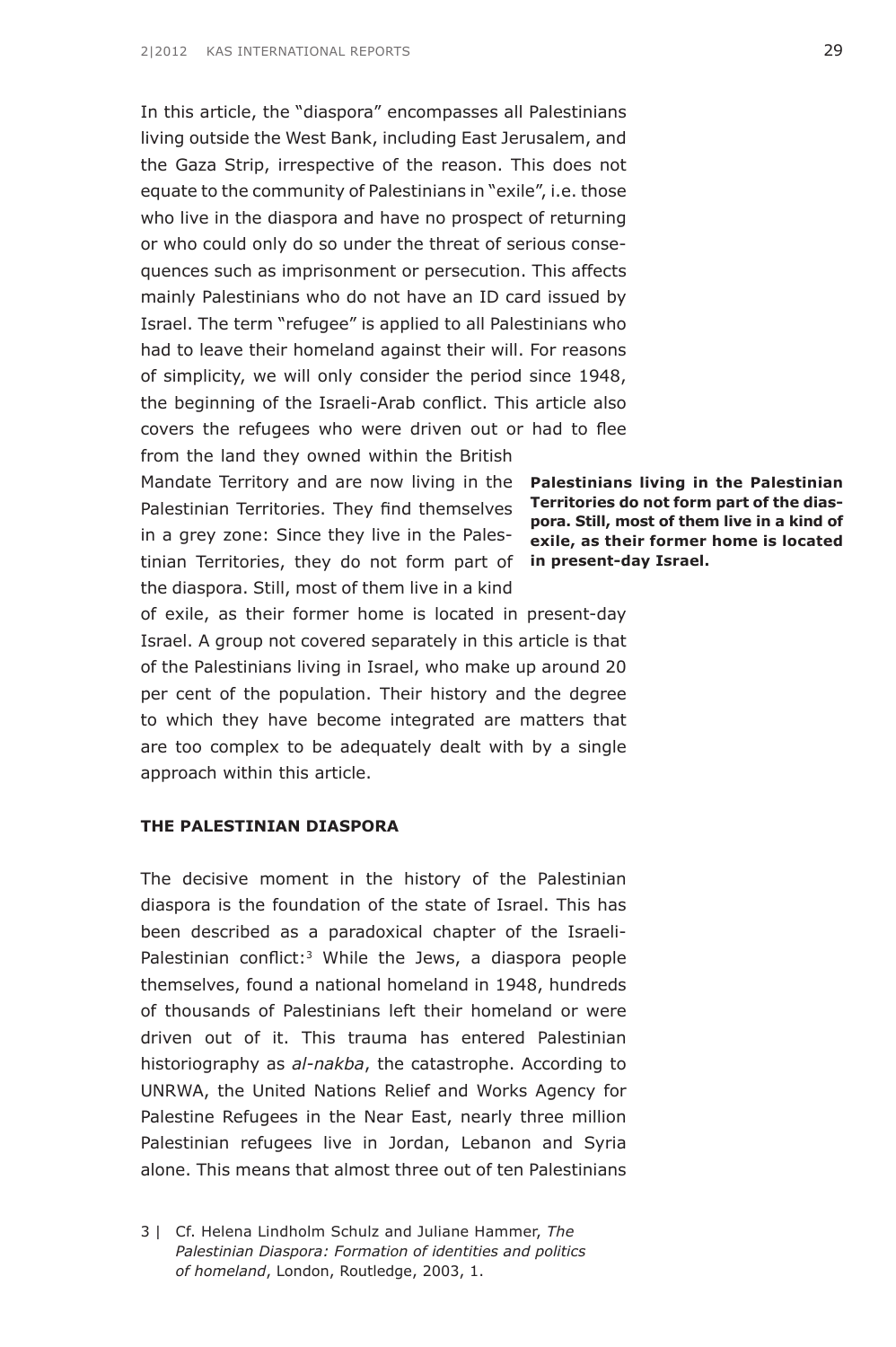In this article, the "diaspora" encompasses all Palestinians living outside the West Bank, including East Jerusalem, and the Gaza Strip, irrespective of the reason. This does not equate to the community of Palestinians in "exile", i.e. those who live in the diaspora and have no prospect of returning or who could only do so under the threat of serious consequences such as imprisonment or persecution. This affects mainly Palestinians who do not have an ID card issued by Israel. The term "refugee" is applied to all Palestinians who had to leave their homeland against their will. For reasons of simplicity, we will only consider the period since 1948, the beginning of the Israeli-Arab conflict. This article also covers the refugees who were driven out or had to flee from the land they owned within the British Mandate Territory and are now living in the Palestinian Territories. They find themselves in a grey zone: Since they live in the Palestinian Territories, they do not form part of the diaspora. Still, most of them live in a kind of exile, as their former home is located in present-day Israel. A group not covered separately in this article is that of the Palestinians living in Israel, who make up around 20 per cent of the population. Their history and the degree to which they have become integrated are matters that are too complex to be adequately dealt with by a single approach within this article.

**Palestinians living in the Palestinian Territories do not form part of the diaspora. Still, most of them live in a kind of exile, as their former home is located in present-day Israel.**

### THE PALESTINIAN DIASPORA

The decisive moment in the history of the Palestinian diaspora is the foundation of the state of Israel. This has been described as a paradoxical chapter of the Israeli-Palestinian conflict:[3] While the Jews, a diaspora people themselves, found a national homeland in 1948, hundreds of thousands of Palestinians left their homeland or were driven out of it. This trauma has entered Palestinian historiography as *al-nakba*, the catastrophe. According to UNRWA, the United Nations Relief and Works Agency for Palestine Refugees in the Near East, nearly three million Palestinian refugees live in Jordan, Lebanon and Syria alone. This means that almost three out of ten Palestinians

3 | Cf. Helena Lindholm Schulz and Juliane Hammer, *The Palestinian Diaspora: Formation of identities and politics of homeland*, London, Routledge, 2003, 1.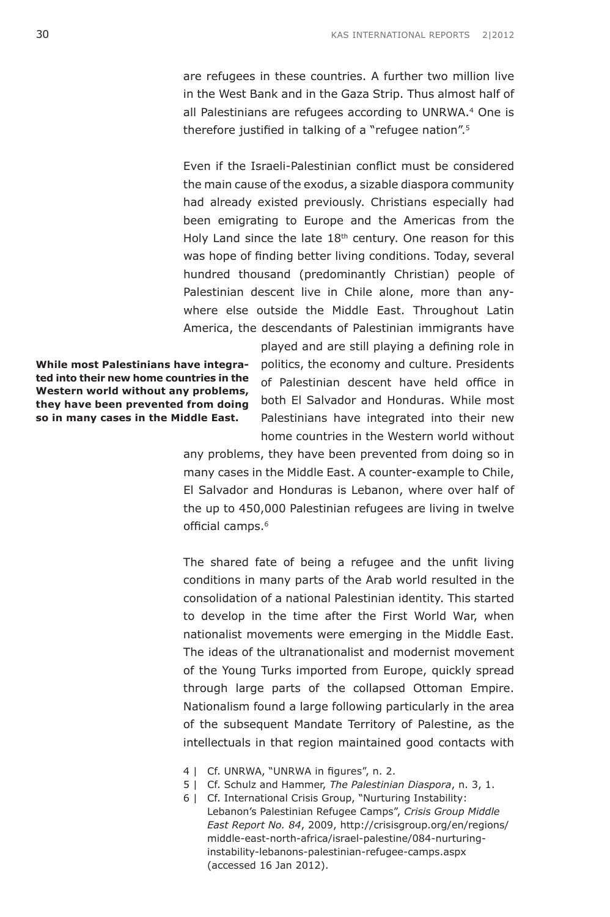are refugees in these countries. A further two million live in the West Bank and in the Gaza Strip. Thus almost half of all Palestinians are refugees according to UNRWA.[4] One is therefore justified in talking of a "refugee nation".[5]

Even if the Israeli-Palestinian conflict must be considered the main cause of the exodus, a sizable diaspora community had already existed previously. Christians especially had been emigrating to Europe and the Americas from the Holy Land since the late 18th century. One reason for this was hope of finding better living conditions. Today, several hundred thousand (predominantly Christian) people of Palestinian descent live in Chile alone, more than anywhere else outside the Middle East. Throughout Latin America, the descendants of Palestinian immigrants have played and are still playing a defining role in politics, the economy and culture. Presidents of Palestinian descent have held office in both El Salvador and Honduras. While most Palestinians have integrated into their new home countries in the Western world without any problems, they have been prevented from doing so in many cases in the Middle East. A counter-example to Chile, El Salvador and Honduras is Lebanon, where over half of the up to 450,000 Palestinian refugees are living in twelve official camps.[6]

**While most Palestinians have integrated into their new home countries in the Western world without any problems, they have been prevented from doing so in many cases in the Middle East.**

The shared fate of being a refugee and the unfit living conditions in many parts of the Arab world resulted in the consolidation of a national Palestinian identity. This started to develop in the time after the First World War, when nationalist movements were emerging in the Middle East. The ideas of the ultranationalist and modernist movement of the Young Turks imported from Europe, quickly spread through large parts of the collapsed Ottoman Empire. Nationalism found a large following particularly in the area of the subsequent Mandate Territory of Palestine, as the intellectuals in that region maintained good contacts with

4 | Cf. UNRWA, "UNRWA in figures", n. 2.

5 | Cf. Schulz and Hammer, *The Palestinian Diaspora*, n. 3, 1.

6 | Cf. International Crisis Group, "Nurturing Instability: Lebanon's Palestinian Refugee Camps", *Crisis Group Middle East Report No. 84*, 2009, http://crisisgroup.org/en/regions/middle-east-north-africa/israel-palestine/084-nurturing-instability-lebanons-palestinian-refugee-camps.aspx (accessed 16 Jan 2012).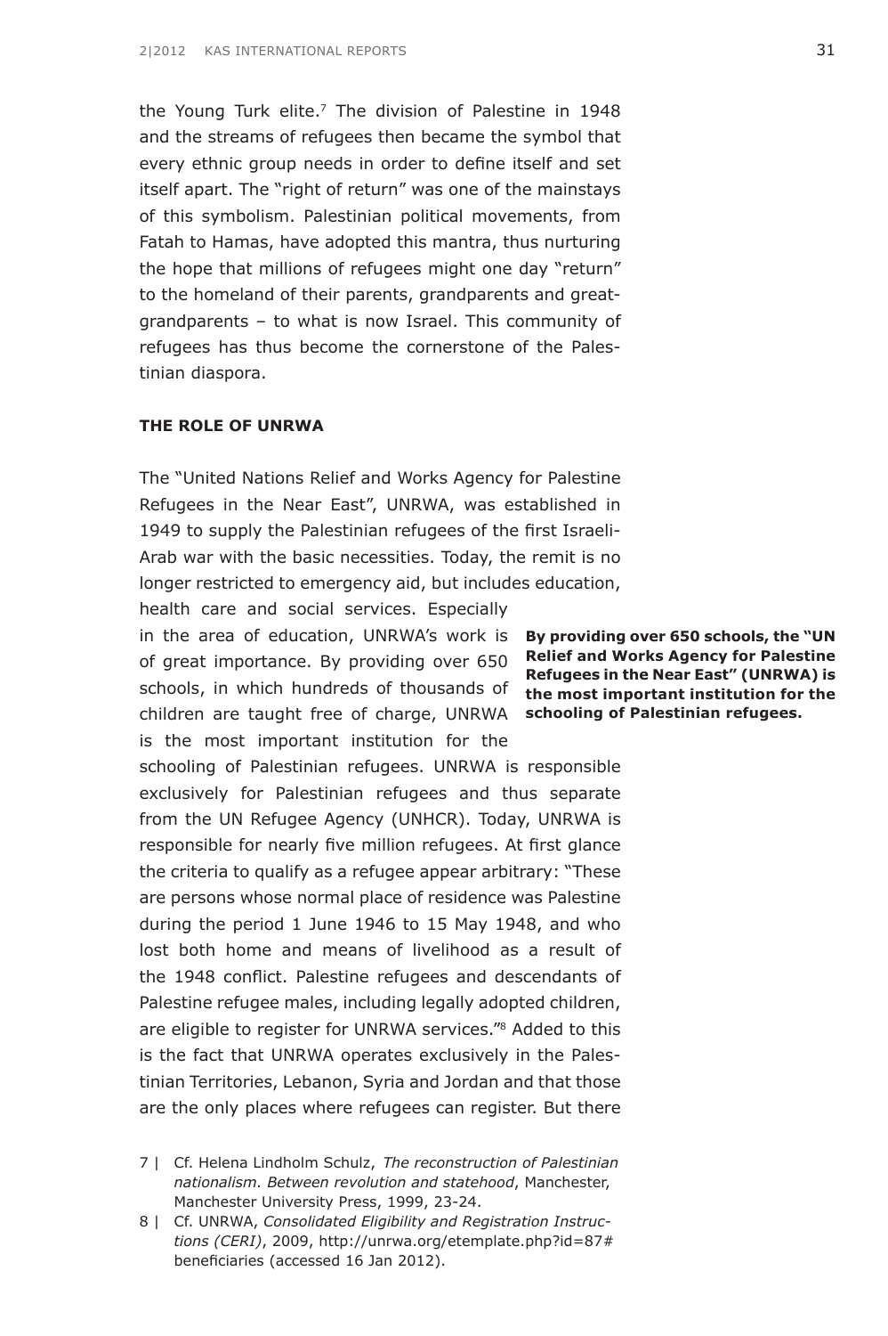the Young Turk elite.[7] The division of Palestine in 1948 and the streams of refugees then became the symbol that every ethnic group needs in order to define itself and set itself apart. The "right of return" was one of the mainstays of this symbolism. Palestinian political movements, from Fatah to Hamas, have adopted this mantra, thus nurturing the hope that millions of refugees might one day "return" to the homeland of their parents, grandparents and great-grandparents – to what is now Israel. This community of refugees has thus become the cornerstone of the Palestinian diaspora.

## THE ROLE OF UNRWA

The "United Nations Relief and Works Agency for Palestine Refugees in the Near East", UNRWA, was established in 1949 to supply the Palestinian refugees of the first Israeli-Arab war with the basic necessities. Today, the remit is no longer restricted to emergency aid, but includes education, health care and social services. Especially in the area of education, UNRWA's work is of great importance. By providing over 650 schools, in which hundreds of thousands of children are taught free of charge, UNRWA is the most important institution for the schooling of Palestinian refugees. UNRWA is responsible exclusively for Palestinian refugees and thus separate from the UN Refugee Agency (UNHCR). Today, UNRWA is responsible for nearly five million refugees. At first glance the criteria to qualify as a refugee appear arbitrary: "These are persons whose normal place of residence was Palestine during the period 1 June 1946 to 15 May 1948, and who lost both home and means of livelihood as a result of the 1948 conflict. Palestine refugees and descendants of Palestine refugee males, including legally adopted children, are eligible to register for UNRWA services."[8] Added to this is the fact that UNRWA operates exclusively in the Palestinian Territories, Lebanon, Syria and Jordan and that those are the only places where refugees can register. But there

**By providing over 650 schools, the "UN Relief and Works Agency for Palestine Refugees in the Near East" (UNRWA) is the most important institution for the schooling of Palestinian refugees.**

7 | Cf. Helena Lindholm Schulz, *The reconstruction of Palestinian nationalism. Between revolution and statehood*, Manchester, Manchester University Press, 1999, 23-24.

8 | Cf. UNRWA, *Consolidated Eligibility and Registration Instructions (CERI)*, 2009, http://unrwa.org/etemplate.php?id=87#beneficiaries (accessed 16 Jan 2012).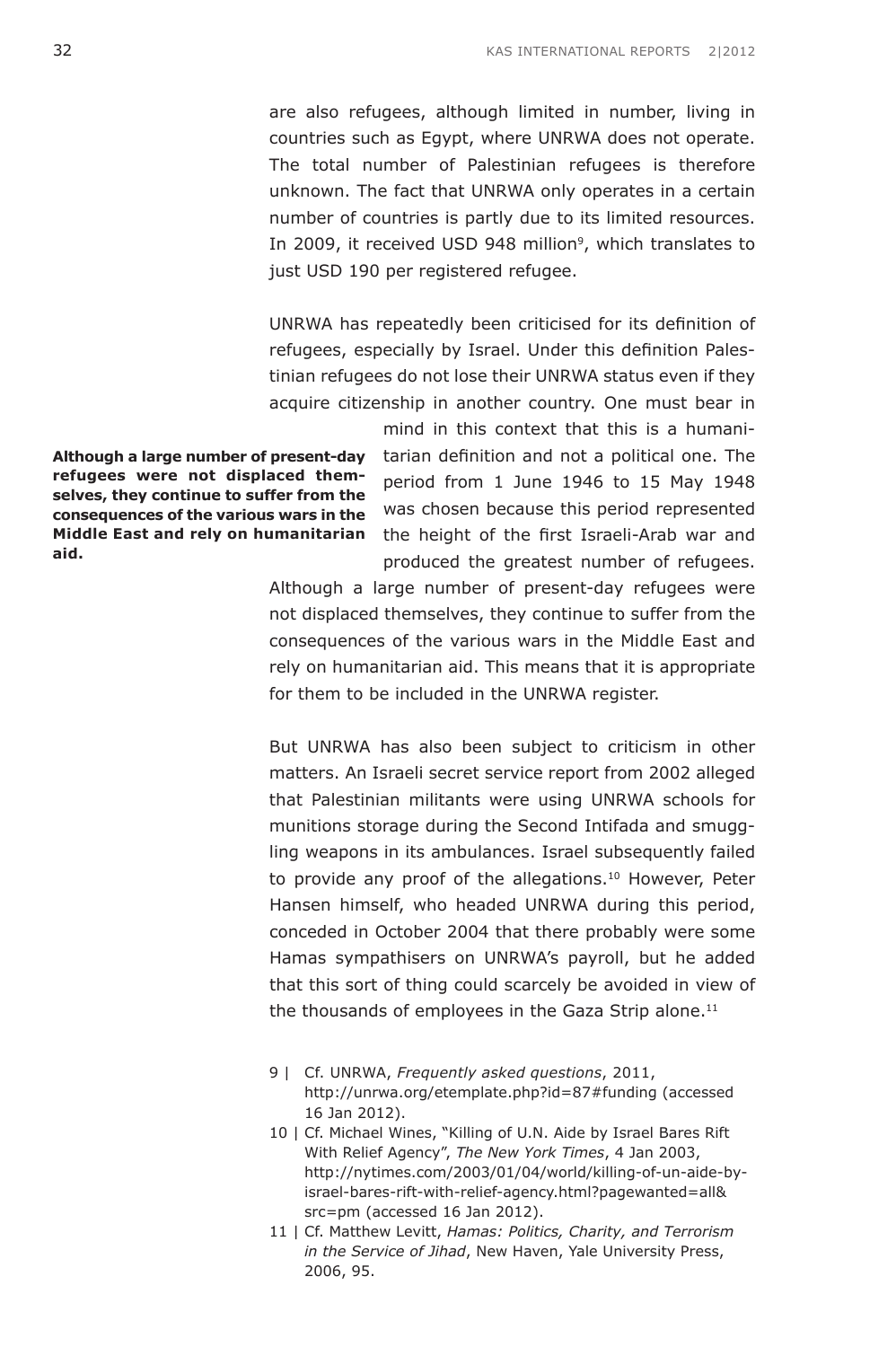are also refugees, although limited in number, living in countries such as Egypt, where UNRWA does not operate. The total number of Palestinian refugees is therefore unknown. The fact that UNRWA only operates in a certain number of countries is partly due to its limited resources. In 2009, it received USD 948 million[9], which translates to just USD 190 per registered refugee.

UNRWA has repeatedly been criticised for its definition of refugees, especially by Israel. Under this definition Palestinian refugees do not lose their UNRWA status even if they acquire citizenship in another country. One must bear in mind in this context that this is a humanitarian definition and not a political one. The period from 1 June 1946 to 15 May 1948 was chosen because this period represented the height of the first Israeli-Arab war and produced the greatest number of refugees. Although a large number of present-day refugees were not displaced themselves, they continue to suffer from the consequences of the various wars in the Middle East and rely on humanitarian aid. This means that it is appropriate for them to be included in the UNRWA register.

**Although a large number of present-day refugees were not displaced themselves, they continue to suffer from the consequences of the various wars in the Middle East and rely on humanitarian aid.**

But UNRWA has also been subject to criticism in other matters. An Israeli secret service report from 2002 alleged that Palestinian militants were using UNRWA schools for munitions storage during the Second Intifada and smuggling weapons in its ambulances. Israel subsequently failed to provide any proof of the allegations.[10] However, Peter Hansen himself, who headed UNRWA during this period, conceded in October 2004 that there probably were some Hamas sympathisers on UNRWA's payroll, but he added that this sort of thing could scarcely be avoided in view of the thousands of employees in the Gaza Strip alone.[11]

9 | Cf. UNRWA, *Frequently asked questions*, 2011, http://unrwa.org/etemplate.php?id=87#funding (accessed 16 Jan 2012).

10 | Cf. Michael Wines, "Killing of U.N. Aide by Israel Bares Rift With Relief Agency", *The New York Times*, 4 Jan 2003, http://nytimes.com/2003/01/04/world/killing-of-un-aide-by-israel-bares-rift-with-relief-agency.html?pagewanted=all&src=pm (accessed 16 Jan 2012).

11 | Cf. Matthew Levitt, *Hamas: Politics, Charity, and Terrorism in the Service of Jihad*, New Haven, Yale University Press, 2006, 95.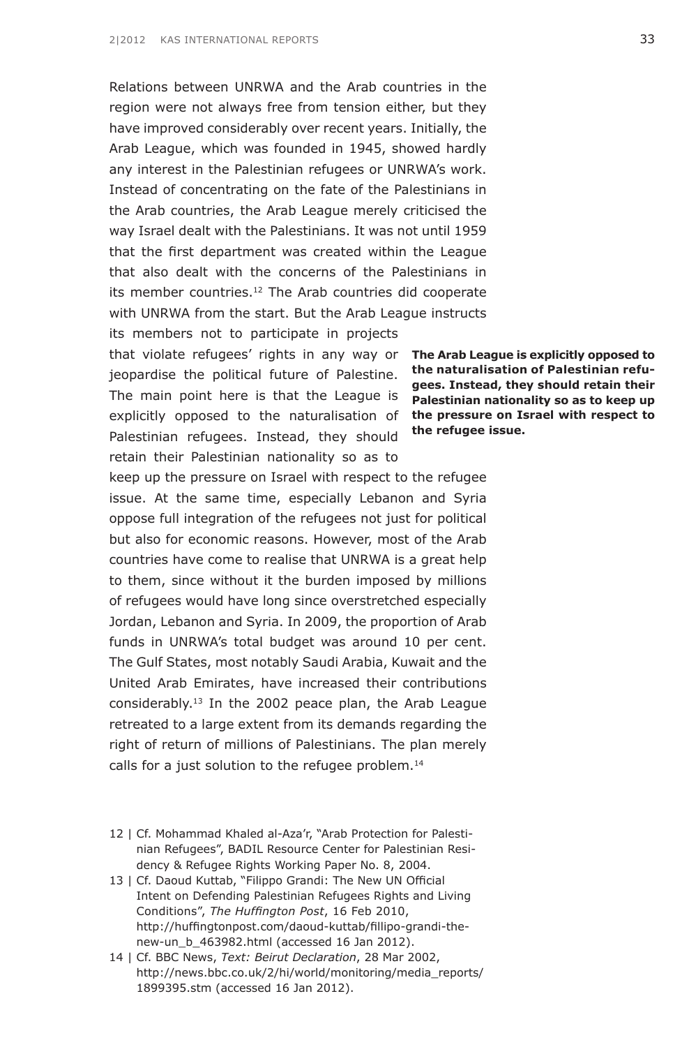Relations between UNRWA and the Arab countries in the region were not always free from tension either, but they have improved considerably over recent years. Initially, the Arab League, which was founded in 1945, showed hardly any interest in the Palestinian refugees or UNRWA's work. Instead of concentrating on the fate of the Palestinians in the Arab countries, the Arab League merely criticised the way Israel dealt with the Palestinians. It was not until 1959 that the first department was created within the League that also dealt with the concerns of the Palestinians in its member countries.[12] The Arab countries did cooperate with UNRWA from the start. But the Arab League instructs its members not to participate in projects that violate refugees' rights in any way or jeopardise the political future of Palestine. The main point here is that the League is explicitly opposed to the naturalisation of Palestinian refugees. Instead, they should retain their Palestinian nationality so as to keep up the pressure on Israel with respect to the refugee issue. At the same time, especially Lebanon and Syria oppose full integration of the refugees not just for political but also for economic reasons. However, most of the Arab countries have come to realise that UNRWA is a great help to them, since without it the burden imposed by millions of refugees would have long since overstretched especially Jordan, Lebanon and Syria. In 2009, the proportion of Arab funds in UNRWA's total budget was around 10 per cent. The Gulf States, most notably Saudi Arabia, Kuwait and the United Arab Emirates, have increased their contributions considerably.[13] In the 2002 peace plan, the Arab League retreated to a large extent from its demands regarding the right of return of millions of Palestinians. The plan merely calls for a just solution to the refugee problem.[14]

**The Arab League is explicitly opposed to the naturalisation of Palestinian refugees. Instead, they should retain their Palestinian nationality so as to keep up the pressure on Israel with respect to the refugee issue.**

12 | Cf. Mohammad Khaled al-Aza'r, "Arab Protection for Palestinian Refugees", BADIL Resource Center for Palestinian Residency & Refugee Rights Working Paper No. 8, 2004.

13 | Cf. Daoud Kuttab, "Filippo Grandi: The New UN Official Intent on Defending Palestinian Refugees Rights and Living Conditions", *The Huffington Post*, 16 Feb 2010, http://huffingtonpost.com/daoud-kuttab/fillipo-grandi-the-new-un_b_463982.html (accessed 16 Jan 2012).

14 | Cf. BBC News, *Text: Beirut Declaration*, 28 Mar 2002, http://news.bbc.co.uk/2/hi/world/monitoring/media_reports/1899395.stm (accessed 16 Jan 2012).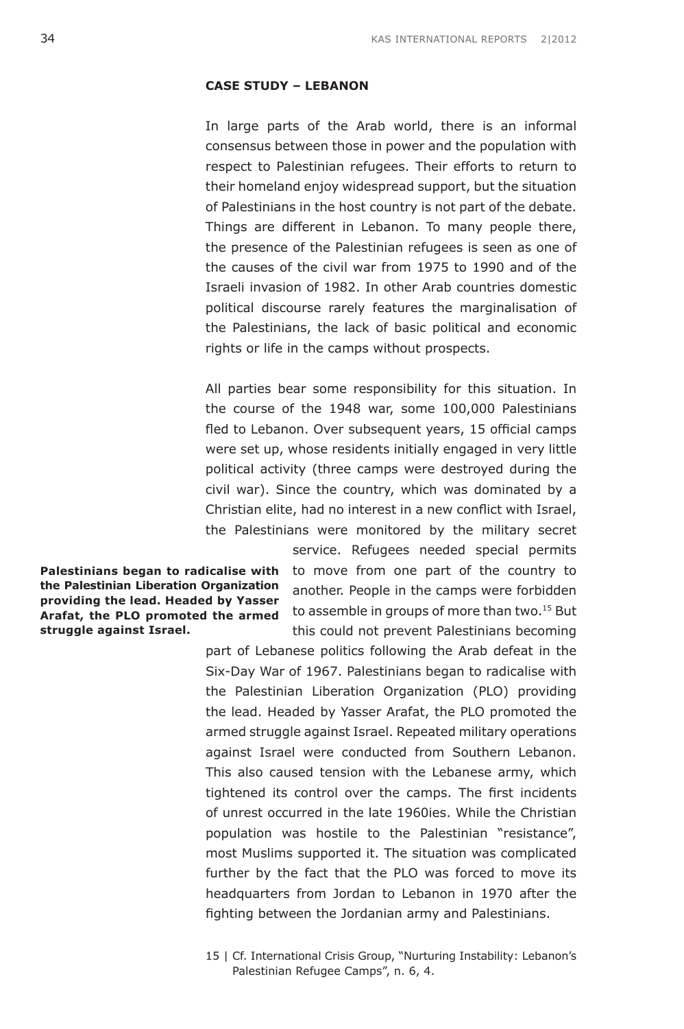**CASE STUDY – LEBANON**

In large parts of the Arab world, there is an informal consensus between those in power and the population with respect to Palestinian refugees. Their efforts to return to their homeland enjoy widespread support, but the situation of Palestinians in the host country is not part of the debate. Things are different in Lebanon. To many people there, the presence of the Palestinian refugees is seen as one of the causes of the civil war from 1975 to 1990 and of the Israeli invasion of 1982. In other Arab countries domestic political discourse rarely features the marginalisation of the Palestinians, the lack of basic political and economic rights or life in the camps without prospects.

All parties bear some responsibility for this situation. In the course of the 1948 war, some 100,000 Palestinians fled to Lebanon. Over subsequent years, 15 official camps were set up, whose residents initially engaged in very little political activity (three camps were destroyed during the civil war). Since the country, which was dominated by a Christian elite, had no interest in a new conflict with Israel, the Palestinians were monitored by the military secret service. Refugees needed special permits to move from one part of the country to another. People in the camps were forbidden to assemble in groups of more than two.[15] But this could not prevent Palestinians becoming part of Lebanese politics following the Arab defeat in the Six-Day War of 1967. Palestinians began to radicalise with the Palestinian Liberation Organization (PLO) providing the lead. Headed by Yasser Arafat, the PLO promoted the armed struggle against Israel. Repeated military operations against Israel were conducted from Southern Lebanon. This also caused tension with the Lebanese army, which tightened its control over the camps. The first incidents of unrest occurred in the late 1960ies. While the Christian population was hostile to the Palestinian "resistance", most Muslims supported it. The situation was complicated further by the fact that the PLO was forced to move its headquarters from Jordan to Lebanon in 1970 after the fighting between the Jordanian army and Palestinians.

**Palestinians began to radicalise with the Palestinian Liberation Organization providing the lead. Headed by Yasser Arafat, the PLO promoted the armed struggle against Israel.**

15 | Cf. International Crisis Group, "Nurturing Instability: Lebanon's Palestinian Refugee Camps", n. 6, 4.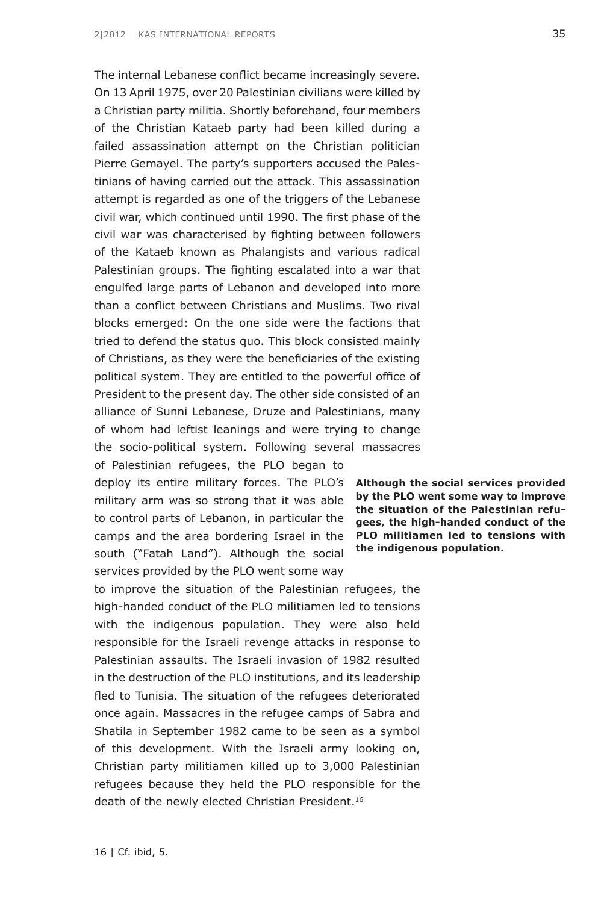The internal Lebanese conflict became increasingly severe. On 13 April 1975, over 20 Palestinian civilians were killed by a Christian party militia. Shortly beforehand, four members of the Christian Kataeb party had been killed during a failed assassination attempt on the Christian politician Pierre Gemayel. The party's supporters accused the Palestinians of having carried out the attack. This assassination attempt is regarded as one of the triggers of the Lebanese civil war, which continued until 1990. The first phase of the civil war was characterised by fighting between followers of the Kataeb known as Phalangists and various radical Palestinian groups. The fighting escalated into a war that engulfed large parts of Lebanon and developed into more than a conflict between Christians and Muslims. Two rival blocks emerged: On the one side were the factions that tried to defend the status quo. This block consisted mainly of Christians, as they were the beneficiaries of the existing political system. They are entitled to the powerful office of President to the present day. The other side consisted of an alliance of Sunni Lebanese, Druze and Palestinians, many of whom had leftist leanings and were trying to change the socio-political system. Following several massacres of Palestinian refugees, the PLO began to deploy its entire military forces. The PLO's military arm was so strong that it was able to control parts of Lebanon, in particular the camps and the area bordering Israel in the south ("Fatah Land"). Although the social services provided by the PLO went some way to improve the situation of the Palestinian refugees, the high-handed conduct of the PLO militiamen led to tensions with the indigenous population. They were also held responsible for the Israeli revenge attacks in response to Palestinian assaults. The Israeli invasion of 1982 resulted in the destruction of the PLO institutions, and its leadership fled to Tunisia. The situation of the refugees deteriorated once again. Massacres in the refugee camps of Sabra and Shatila in September 1982 came to be seen as a symbol of this development. With the Israeli army looking on, Christian party militiamen killed up to 3,000 Palestinian refugees because they held the PLO responsible for the death of the newly elected Christian President.[16]

**Although the social services provided by the PLO went some way to improve the situation of the Palestinian refugees, the high-handed conduct of the PLO militiamen led to tensions with the indigenous population.**

16 | Cf. ibid, 5.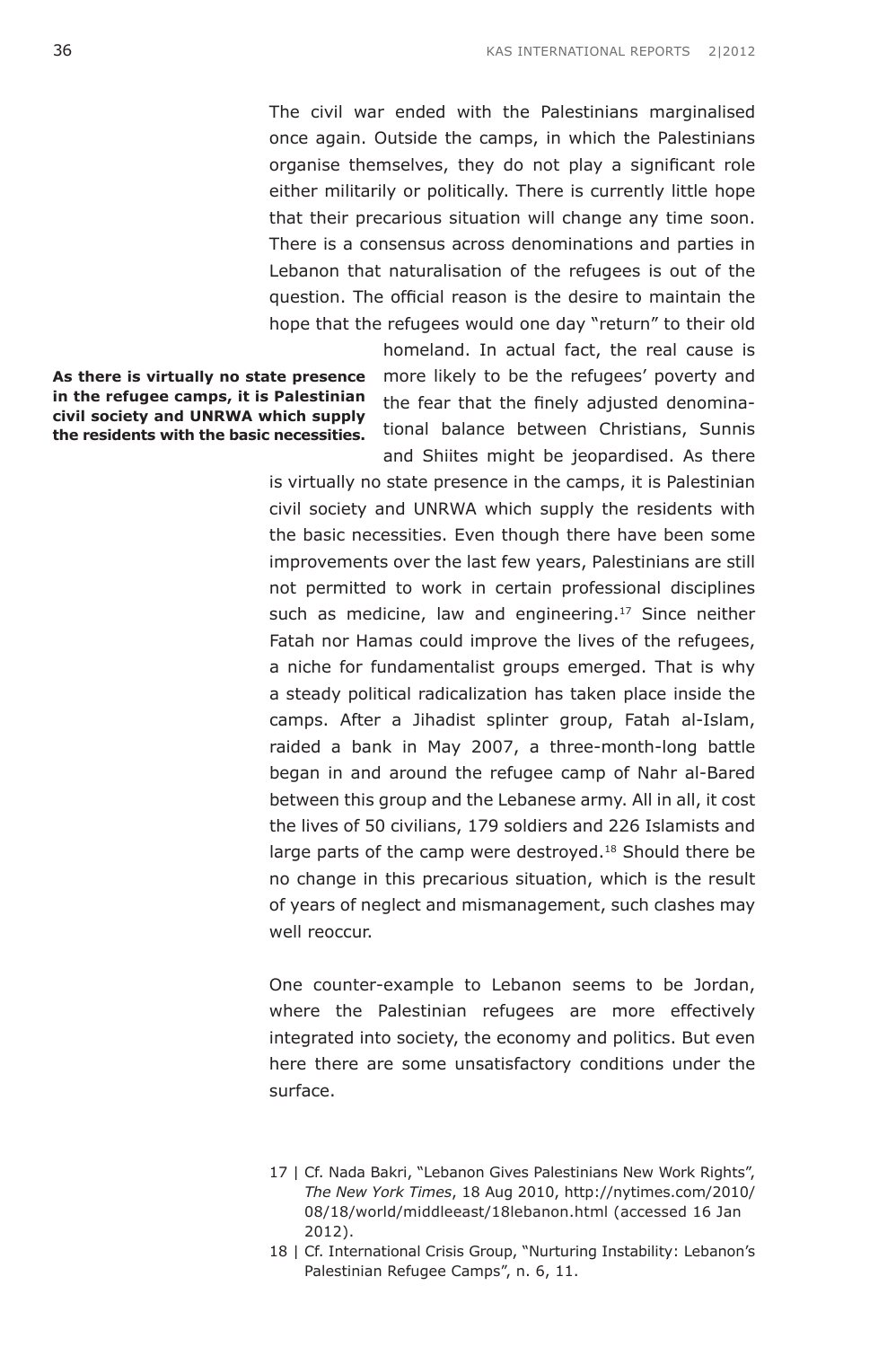The civil war ended with the Palestinians marginalised once again. Outside the camps, in which the Palestinians organise themselves, they do not play a significant role either militarily or politically. There is currently little hope that their precarious situation will change any time soon. There is a consensus across denominations and parties in Lebanon that naturalisation of the refugees is out of the question. The official reason is the desire to maintain the hope that the refugees would one day "return" to their old homeland. In actual fact, the real cause is more likely to be the refugees' poverty and the fear that the finely adjusted denominational balance between Christians, Sunnis and Shiites might be jeopardised. As there is virtually no state presence in the camps, it is Palestinian civil society and UNRWA which supply the residents with the basic necessities. Even though there have been some improvements over the last few years, Palestinians are still not permitted to work in certain professional disciplines such as medicine, law and engineering.[17] Since neither Fatah nor Hamas could improve the lives of the refugees, a niche for fundamentalist groups emerged. That is why a steady political radicalization has taken place inside the camps. After a Jihadist splinter group, Fatah al-Islam, raided a bank in May 2007, a three-month-long battle began in and around the refugee camp of Nahr al-Bared between this group and the Lebanese army. All in all, it cost the lives of 50 civilians, 179 soldiers and 226 Islamists and large parts of the camp were destroyed.[18] Should there be no change in this precarious situation, which is the result of years of neglect and mismanagement, such clashes may well reoccur.

**As there is virtually no state presence in the refugee camps, it is Palestinian civil society and UNRWA which supply the residents with the basic necessities.**

One counter-example to Lebanon seems to be Jordan, where the Palestinian refugees are more effectively integrated into society, the economy and politics. But even here there are some unsatisfactory conditions under the surface.

17 | Cf. Nada Bakri, "Lebanon Gives Palestinians New Work Rights", *The New York Times*, 18 Aug 2010, http://nytimes.com/2010/08/18/world/middleeast/18lebanon.html (accessed 16 Jan 2012).

18 | Cf. International Crisis Group, "Nurturing Instability: Lebanon's Palestinian Refugee Camps", n. 6, 11.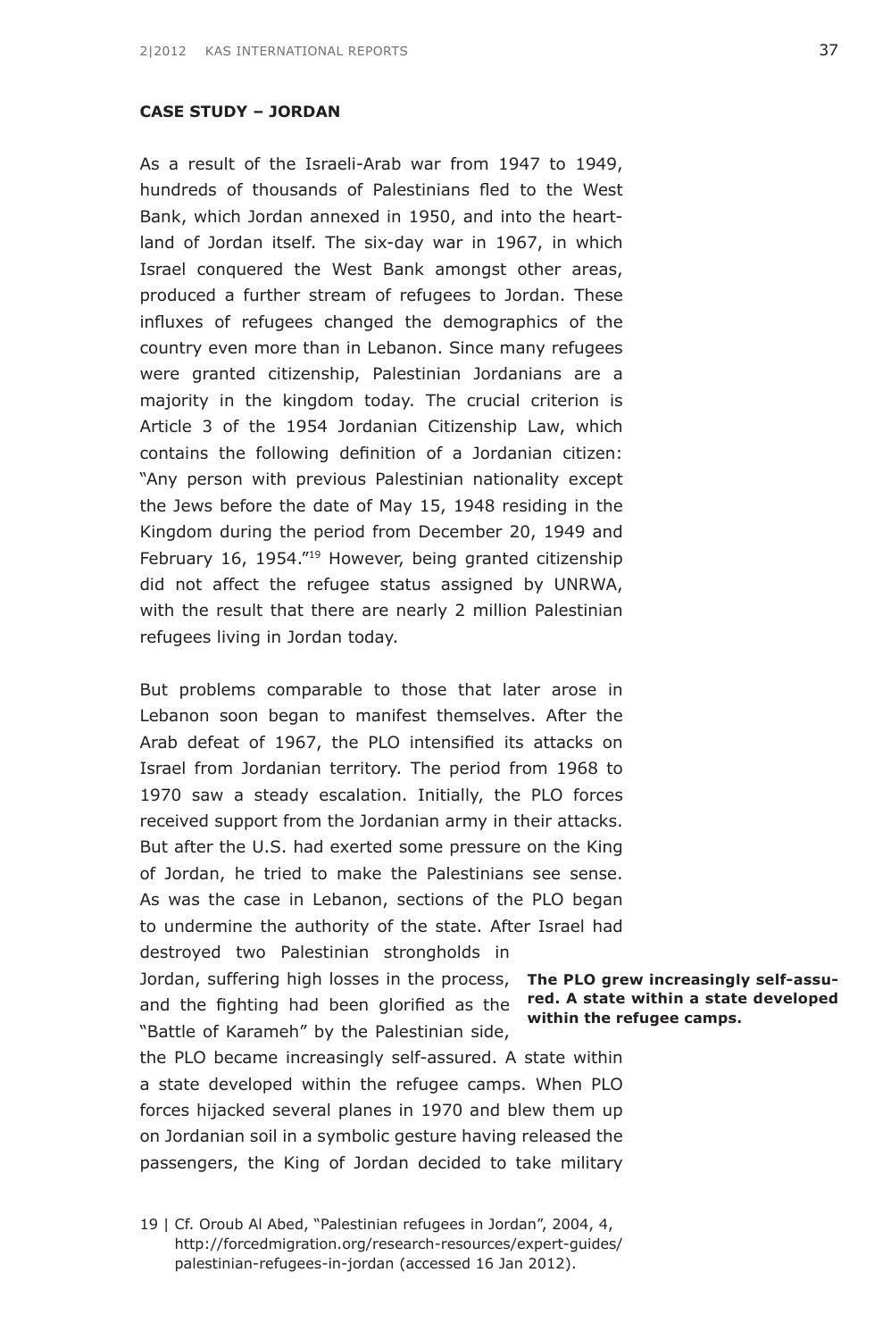**CASE STUDY – JORDAN**

As a result of the Israeli-Arab war from 1947 to 1949, hundreds of thousands of Palestinians fled to the West Bank, which Jordan annexed in 1950, and into the heartland of Jordan itself. The six-day war in 1967, in which Israel conquered the West Bank amongst other areas, produced a further stream of refugees to Jordan. These influxes of refugees changed the demographics of the country even more than in Lebanon. Since many refugees were granted citizenship, Palestinian Jordanians are a majority in the kingdom today. The crucial criterion is Article 3 of the 1954 Jordanian Citizenship Law, which contains the following definition of a Jordanian citizen: "Any person with previous Palestinian nationality except the Jews before the date of May 15, 1948 residing in the Kingdom during the period from December 20, 1949 and February 16, 1954."[19] However, being granted citizenship did not affect the refugee status assigned by UNRWA, with the result that there are nearly 2 million Palestinian refugees living in Jordan today.

But problems comparable to those that later arose in Lebanon soon began to manifest themselves. After the Arab defeat of 1967, the PLO intensified its attacks on Israel from Jordanian territory. The period from 1968 to 1970 saw a steady escalation. Initially, the PLO forces received support from the Jordanian army in their attacks. But after the U.S. had exerted some pressure on the King of Jordan, he tried to make the Palestinians see sense. As was the case in Lebanon, sections of the PLO began to undermine the authority of the state. After Israel had destroyed two Palestinian strongholds in Jordan, suffering high losses in the process, and the fighting had been glorified as the "Battle of Karameh" by the Palestinian side, the PLO became increasingly self-assured. A state within a state developed within the refugee camps. When PLO forces hijacked several planes in 1970 and blew them up on Jordanian soil in a symbolic gesture having released the passengers, the King of Jordan decided to take military

**The PLO grew increasingly self-assured. A state within a state developed within the refugee camps.**

19 | Cf. Oroub Al Abed, "Palestinian refugees in Jordan", 2004, 4, http://forcedmigration.org/research-resources/expert-guides/palestinian-refugees-in-jordan (accessed 16 Jan 2012).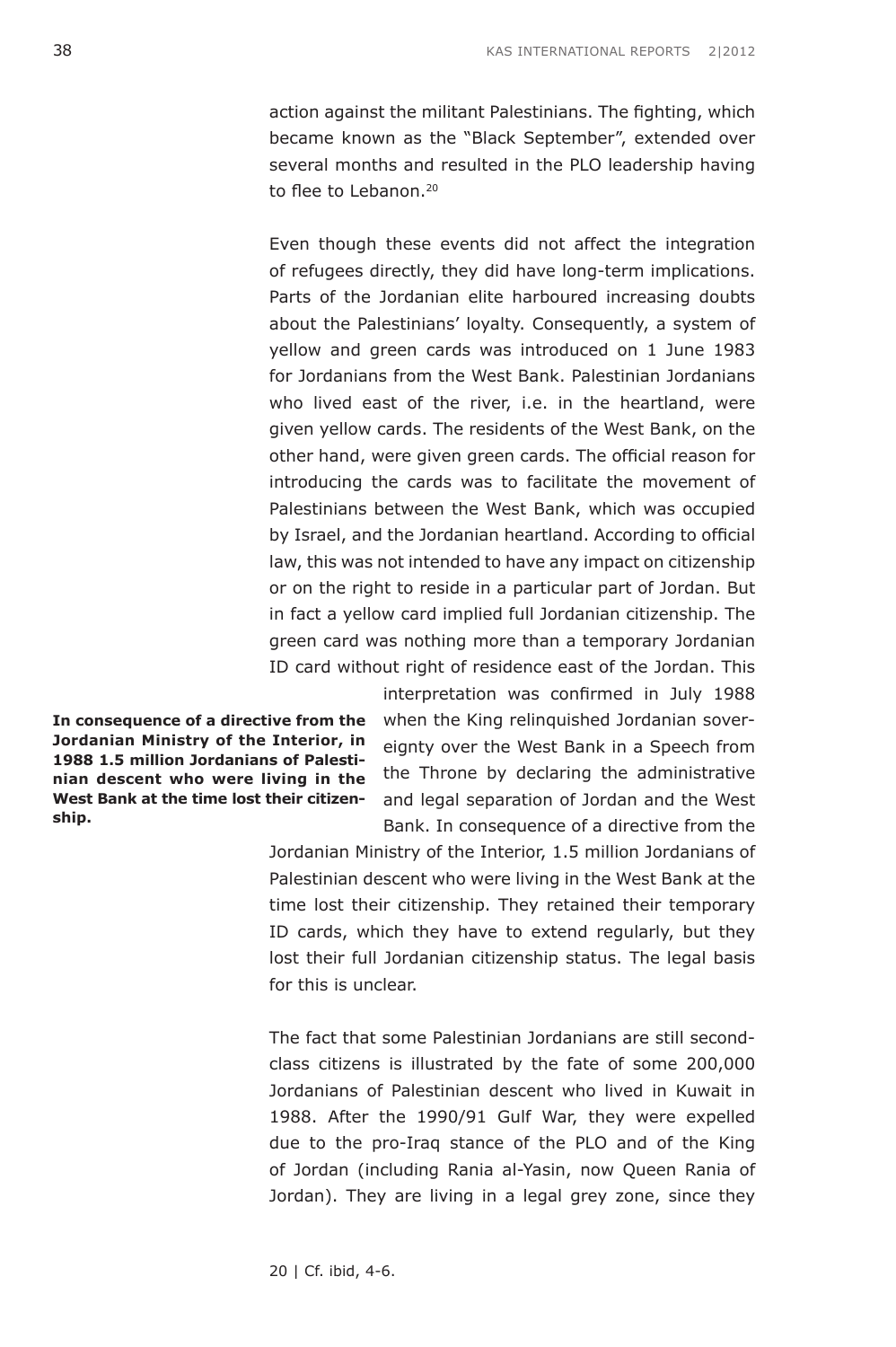action against the militant Palestinians. The fighting, which became known as the "Black September", extended over several months and resulted in the PLO leadership having to flee to Lebanon.[20]

Even though these events did not affect the integration of refugees directly, they did have long-term implications. Parts of the Jordanian elite harboured increasing doubts about the Palestinians' loyalty. Consequently, a system of yellow and green cards was introduced on 1 June 1983 for Jordanians from the West Bank. Palestinian Jordanians who lived east of the river, i.e. in the heartland, were given yellow cards. The residents of the West Bank, on the other hand, were given green cards. The official reason for introducing the cards was to facilitate the movement of Palestinians between the West Bank, which was occupied by Israel, and the Jordanian heartland. According to official law, this was not intended to have any impact on citizenship or on the right to reside in a particular part of Jordan. But in fact a yellow card implied full Jordanian citizenship. The green card was nothing more than a temporary Jordanian ID card without right of residence east of the Jordan. This interpretation was confirmed in July 1988 when the King relinquished Jordanian sovereignty over the West Bank in a Speech from the Throne by declaring the administrative and legal separation of Jordan and the West Bank. In consequence of a directive from the Jordanian Ministry of the Interior, 1.5 million Jordanians of Palestinian descent who were living in the West Bank at the time lost their citizenship. They retained their temporary ID cards, which they have to extend regularly, but they lost their full Jordanian citizenship status. The legal basis for this is unclear.

**In consequence of a directive from the Jordanian Ministry of the Interior, in 1988 1.5 million Jordanians of Palestinian descent who were living in the West Bank at the time lost their citizenship.**

The fact that some Palestinian Jordanians are still second-class citizens is illustrated by the fate of some 200,000 Jordanians of Palestinian descent who lived in Kuwait in 1988. After the 1990/91 Gulf War, they were expelled due to the pro-Iraq stance of the PLO and of the King of Jordan (including Rania al-Yasin, now Queen Rania of Jordan). They are living in a legal grey zone, since they

20 | Cf. ibid, 4-6.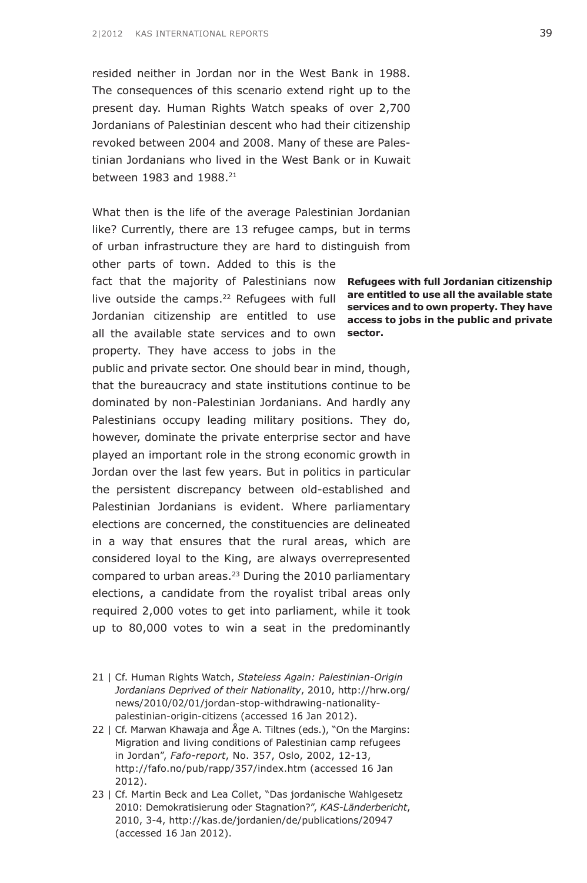resided neither in Jordan nor in the West Bank in 1988. The consequences of this scenario extend right up to the present day. Human Rights Watch speaks of over 2,700 Jordanians of Palestinian descent who had their citizenship revoked between 2004 and 2008. Many of these are Palestinian Jordanians who lived in the West Bank or in Kuwait between 1983 and 1988.[21]

What then is the life of the average Palestinian Jordanian like? Currently, there are 13 refugee camps, but in terms of urban infrastructure they are hard to distinguish from other parts of town. Added to this is the fact that the majority of Palestinians now live outside the camps.[22] Refugees with full Jordanian citizenship are entitled to use all the available state services and to own property. They have access to jobs in the public and private sector. One should bear in mind, though, that the bureaucracy and state institutions continue to be dominated by non-Palestinian Jordanians. And hardly any Palestinians occupy leading military positions. They do, however, dominate the private enterprise sector and have played an important role in the strong economic growth in Jordan over the last few years. But in politics in particular the persistent discrepancy between old-established and Palestinian Jordanians is evident. Where parliamentary elections are concerned, the constituencies are delineated in a way that ensures that the rural areas, which are considered loyal to the King, are always overrepresented compared to urban areas.[23] During the 2010 parliamentary elections, a candidate from the royalist tribal areas only required 2,000 votes to get into parliament, while it took up to 80,000 votes to win a seat in the predominantly

**Refugees with full Jordanian citizenship are entitled to use all the available state services and to own property. They have access to jobs in the public and private sector.**

21 | Cf. Human Rights Watch, *Stateless Again: Palestinian-Origin Jordanians Deprived of their Nationality*, 2010, http://hrw.org/news/2010/02/01/jordan-stop-withdrawing-nationality-palestinian-origin-citizens (accessed 16 Jan 2012).

22 | Cf. Marwan Khawaja and Åge A. Tiltnes (eds.), "On the Margins: Migration and living conditions of Palestinian camp refugees in Jordan", *Fafo-report*, No. 357, Oslo, 2002, 12-13, http://fafo.no/pub/rapp/357/index.htm (accessed 16 Jan 2012).

23 | Cf. Martin Beck and Lea Collet, "Das jordanische Wahlgesetz 2010: Demokratisierung oder Stagnation?", *KAS-Länderbericht*, 2010, 3-4, http://kas.de/jordanien/de/publications/20947 (accessed 16 Jan 2012).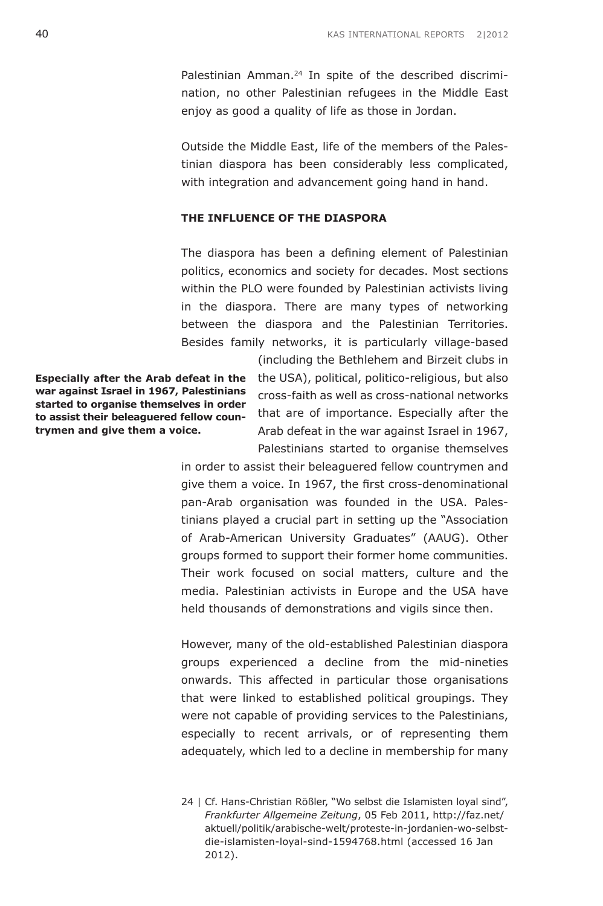Palestinian Amman.[24] In spite of the described discrimination, no other Palestinian refugees in the Middle East enjoy as good a quality of life as those in Jordan.

Outside the Middle East, life of the members of the Palestinian diaspora has been considerably less complicated, with integration and advancement going hand in hand.

## THE INFLUENCE OF THE DIASPORA

The diaspora has been a defining element of Palestinian politics, economics and society for decades. Most sections within the PLO were founded by Palestinian activists living in the diaspora. There are many types of networking between the diaspora and the Palestinian Territories. Besides family networks, it is particularly village-based (including the Bethlehem and Birzeit clubs in the USA), political, politico-religious, but also cross-faith as well as cross-national networks that are of importance. Especially after the Arab defeat in the war against Israel in 1967, Palestinians started to organise themselves in order to assist their beleaguered fellow countrymen and give them a voice. In 1967, the first cross-denominational pan-Arab organisation was founded in the USA. Palestinians played a crucial part in setting up the "Association of Arab-American University Graduates" (AAUG). Other groups formed to support their former home communities. Their work focused on social matters, culture and the media. Palestinian activists in Europe and the USA have held thousands of demonstrations and vigils since then.

**Especially after the Arab defeat in the war against Israel in 1967, Palestinians started to organise themselves in order to assist their beleaguered fellow countrymen and give them a voice.**

However, many of the old-established Palestinian diaspora groups experienced a decline from the mid-nineties onwards. This affected in particular those organisations that were linked to established political groupings. They were not capable of providing services to the Palestinians, especially to recent arrivals, or of representing them adequately, which led to a decline in membership for many

24 | Cf. Hans-Christian Rößler, "Wo selbst die Islamisten loyal sind", *Frankfurter Allgemeine Zeitung*, 05 Feb 2011, http://faz.net/aktuell/politik/arabische-welt/proteste-in-jordanien-wo-selbst-die-islamisten-loyal-sind-1594768.html (accessed 16 Jan 2012).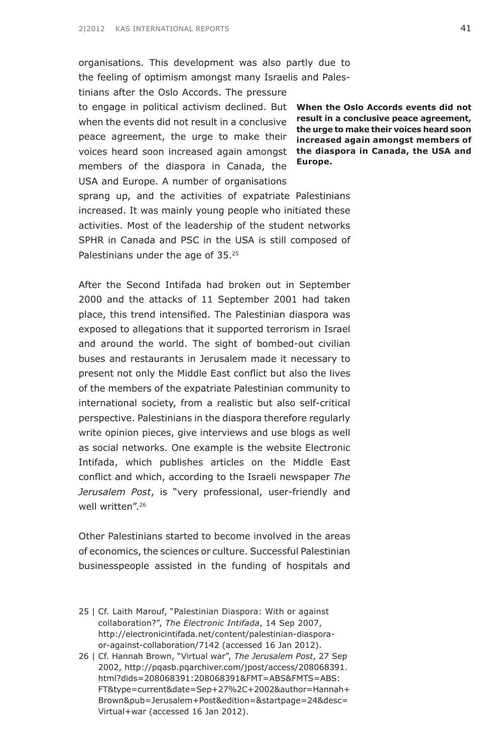organisations. This development was also partly due to the feeling of optimism amongst many Israelis and Palestinians after the Oslo Accords. The pressure to engage in political activism declined. But when the events did not result in a conclusive peace agreement, the urge to make their voices heard soon increased again amongst members of the diaspora in Canada, the USA and Europe. A number of organisations sprang up, and the activities of expatriate Palestinians increased. It was mainly young people who initiated these activities. Most of the leadership of the student networks SPHR in Canada and PSC in the USA is still composed of Palestinians under the age of 35.[25]

**When the Oslo Accords events did not result in a conclusive peace agreement, the urge to make their voices heard soon increased again amongst members of the diaspora in Canada, the USA and Europe.**

After the Second Intifada had broken out in September 2000 and the attacks of 11 September 2001 had taken place, this trend intensified. The Palestinian diaspora was exposed to allegations that it supported terrorism in Israel and around the world. The sight of bombed-out civilian buses and restaurants in Jerusalem made it necessary to present not only the Middle East conflict but also the lives of the members of the expatriate Palestinian community to international society, from a realistic but also self-critical perspective. Palestinians in the diaspora therefore regularly write opinion pieces, give interviews and use blogs as well as social networks. One example is the website Electronic Intifada, which publishes articles on the Middle East conflict and which, according to the Israeli newspaper *The Jerusalem Post*, is "very professional, user-friendly and well written".[26]

Other Palestinians started to become involved in the areas of economics, the sciences or culture. Successful Palestinian businesspeople assisted in the funding of hospitals and

25 | Cf. Laith Marouf, "Palestinian Diaspora: With or against collaboration?", *The Electronic Intifada*, 14 Sep 2007, http://electronicintifada.net/content/palestinian-diaspora-or-against-collaboration/7142 (accessed 16 Jan 2012).

26 | Cf. Hannah Brown, "Virtual war", *The Jerusalem Post*, 27 Sep 2002, http://pqasb.pqarchiver.com/jpost/access/208068391.html?dids=208068391:208068391&FMT=ABS&FMTS=ABS:FT&type=current&date=Sep+27%2C+2002&author=Hannah+Brown&pub=Jerusalem+Post&edition=&startpage=24&desc=Virtual+war (accessed 16 Jan 2012).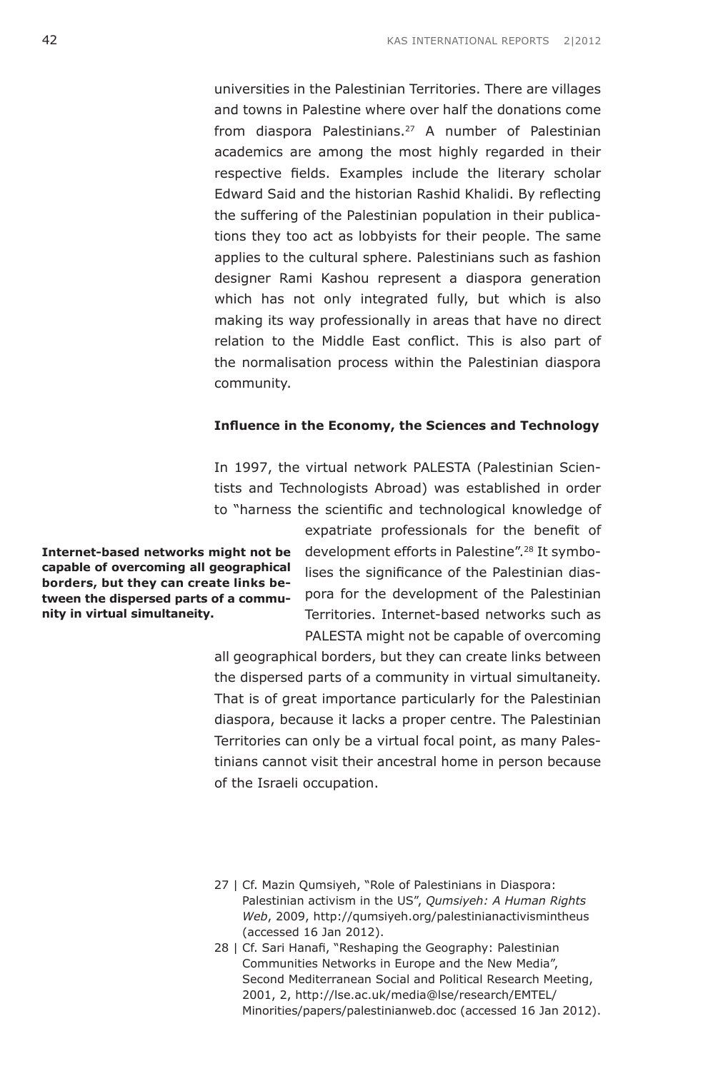universities in the Palestinian Territories. There are villages and towns in Palestine where over half the donations come from diaspora Palestinians.[27] A number of Palestinian academics are among the most highly regarded in their respective fields. Examples include the literary scholar Edward Said and the historian Rashid Khalidi. By reflecting the suffering of the Palestinian population in their publications they too act as lobbyists for their people. The same applies to the cultural sphere. Palestinians such as fashion designer Rami Kashou represent a diaspora generation which has not only integrated fully, but which is also making its way professionally in areas that have no direct relation to the Middle East conflict. This is also part of the normalisation process within the Palestinian diaspora community.

### Influence in the Economy, the Sciences and Technology

In 1997, the virtual network PALESTA (Palestinian Scientists and Technologists Abroad) was established in order to "harness the scientific and technological knowledge of expatriate professionals for the benefit of development efforts in Palestine".[28] It symbolises the significance of the Palestinian diaspora for the development of the Palestinian Territories. Internet-based networks such as PALESTA might not be capable of overcoming all geographical borders, but they can create links between the dispersed parts of a community in virtual simultaneity. That is of great importance particularly for the Palestinian diaspora, because it lacks a proper centre. The Palestinian Territories can only be a virtual focal point, as many Palestinians cannot visit their ancestral home in person because of the Israeli occupation.

**Internet-based networks might not be capable of overcoming all geographical borders, but they can create links between the dispersed parts of a community in virtual simultaneity.**

27 | Cf. Mazin Qumsiyeh, "Role of Palestinians in Diaspora: Palestinian activism in the US", *Qumsiyeh: A Human Rights Web*, 2009, http://qumsiyeh.org/palestinianactivismintheus (accessed 16 Jan 2012).

28 | Cf. Sari Hanafi, "Reshaping the Geography: Palestinian Communities Networks in Europe and the New Media", Second Mediterranean Social and Political Research Meeting, 2001, 2, http://lse.ac.uk/media@lse/research/EMTEL/Minorities/papers/palestinianweb.doc (accessed 16 Jan 2012).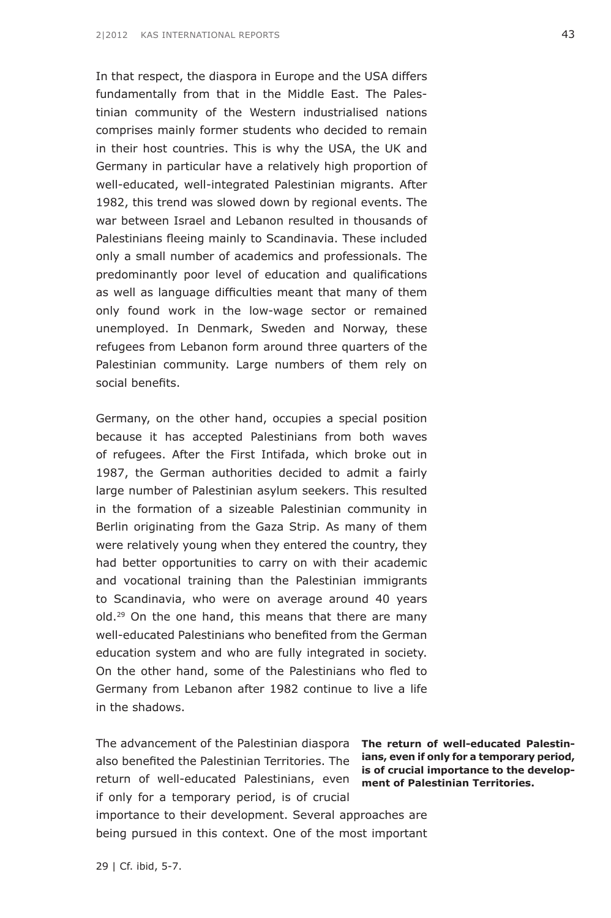In that respect, the diaspora in Europe and the USA differs fundamentally from that in the Middle East. The Palestinian community of the Western industrialised nations comprises mainly former students who decided to remain in their host countries. This is why the USA, the UK and Germany in particular have a relatively high proportion of well-educated, well-integrated Palestinian migrants. After 1982, this trend was slowed down by regional events. The war between Israel and Lebanon resulted in thousands of Palestinians fleeing mainly to Scandinavia. These included only a small number of academics and professionals. The predominantly poor level of education and qualifications as well as language difficulties meant that many of them only found work in the low-wage sector or remained unemployed. In Denmark, Sweden and Norway, these refugees from Lebanon form around three quarters of the Palestinian community. Large numbers of them rely on social benefits.

Germany, on the other hand, occupies a special position because it has accepted Palestinians from both waves of refugees. After the First Intifada, which broke out in 1987, the German authorities decided to admit a fairly large number of Palestinian asylum seekers. This resulted in the formation of a sizeable Palestinian community in Berlin originating from the Gaza Strip. As many of them were relatively young when they entered the country, they had better opportunities to carry on with their academic and vocational training than the Palestinian immigrants to Scandinavia, who were on average around 40 years old.[29] On the one hand, this means that there are many well-educated Palestinians who benefited from the German education system and who are fully integrated in society. On the other hand, some of the Palestinians who fled to Germany from Lebanon after 1982 continue to live a life in the shadows.

**The return of well-educated Palestinians, even if only for a temporary period, is of crucial importance to the development of Palestinian Territories.**

The advancement of the Palestinian diaspora also benefited the Palestinian Territories. The return of well-educated Palestinians, even if only for a temporary period, is of crucial importance to their development. Several approaches are being pursued in this context. One of the most important

29 | Cf. ibid, 5-7.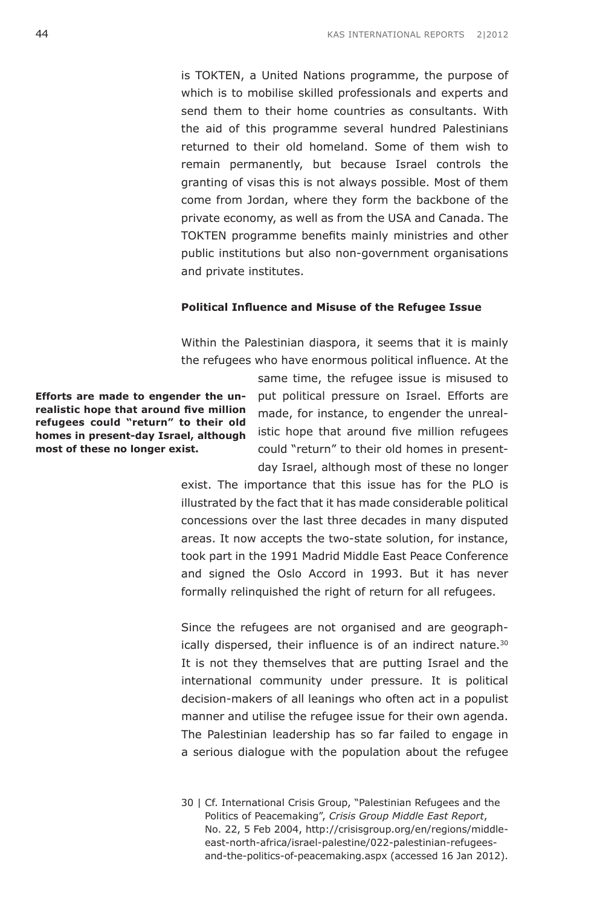is TOKTEN, a United Nations programme, the purpose of which is to mobilise skilled professionals and experts and send them to their home countries as consultants. With the aid of this programme several hundred Palestinians returned to their old homeland. Some of them wish to remain permanently, but because Israel controls the granting of visas this is not always possible. Most of them come from Jordan, where they form the backbone of the private economy, as well as from the USA and Canada. The TOKTEN programme benefits mainly ministries and other public institutions but also non-government organisations and private institutes.

**Political Influence and Misuse of the Refugee Issue**

Within the Palestinian diaspora, it seems that it is mainly the refugees who have enormous political influence. At the same time, the refugee issue is misused to put political pressure on Israel. Efforts are made, for instance, to engender the unrealistic hope that around five million refugees could "return" to their old homes in present-day Israel, although most of these no longer exist. The importance that this issue has for the PLO is illustrated by the fact that it has made considerable political concessions over the last three decades in many disputed areas. It now accepts the two-state solution, for instance, took part in the 1991 Madrid Middle East Peace Conference and signed the Oslo Accord in 1993. But it has never formally relinquished the right of return for all refugees.

**Efforts are made to engender the unrealistic hope that around five million refugees could "return" to their old homes in present-day Israel, although most of these no longer exist.**

Since the refugees are not organised and are geographically dispersed, their influence is of an indirect nature.[30] It is not they themselves that are putting Israel and the international community under pressure. It is political decision-makers of all leanings who often act in a populist manner and utilise the refugee issue for their own agenda. The Palestinian leadership has so far failed to engage in a serious dialogue with the population about the refugee

30 | Cf. International Crisis Group, "Palestinian Refugees and the Politics of Peacemaking", *Crisis Group Middle East Report*, No. 22, 5 Feb 2004, http://crisisgroup.org/en/regions/middle-east-north-africa/israel-palestine/022-palestinian-refugees-and-the-politics-of-peacemaking.aspx (accessed 16 Jan 2012).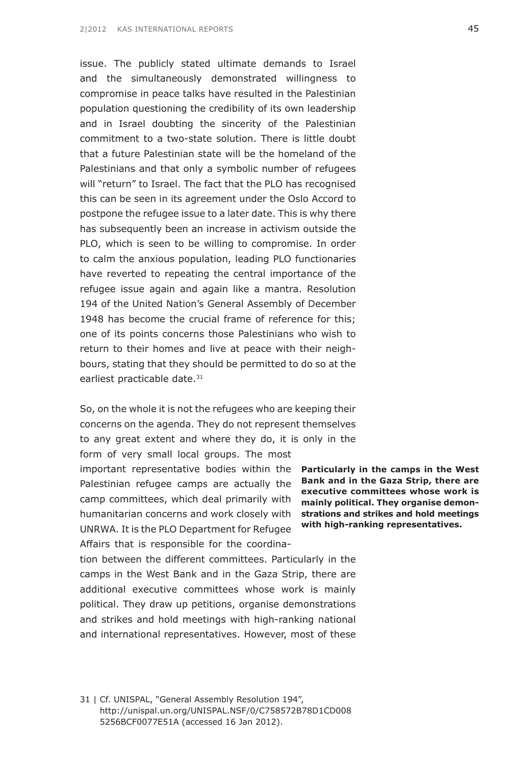issue. The publicly stated ultimate demands to Israel and the simultaneously demonstrated willingness to compromise in peace talks have resulted in the Palestinian population questioning the credibility of its own leadership and in Israel doubting the sincerity of the Palestinian commitment to a two-state solution. There is little doubt that a future Palestinian state will be the homeland of the Palestinians and that only a symbolic number of refugees will "return" to Israel. The fact that the PLO has recognised this can be seen in its agreement under the Oslo Accord to postpone the refugee issue to a later date. This is why there has subsequently been an increase in activism outside the PLO, which is seen to be willing to compromise. In order to calm the anxious population, leading PLO functionaries have reverted to repeating the central importance of the refugee issue again and again like a mantra. Resolution 194 of the United Nation's General Assembly of December 1948 has become the crucial frame of reference for this; one of its points concerns those Palestinians who wish to return to their homes and live at peace with their neighbours, stating that they should be permitted to do so at the earliest practicable date.[31]

So, on the whole it is not the refugees who are keeping their concerns on the agenda. They do not represent themselves to any great extent and where they do, it is only in the form of very small local groups. The most important representative bodies within the Palestinian refugee camps are actually the camp committees, which deal primarily with humanitarian concerns and work closely with UNRWA. It is the PLO Department for Refugee Affairs that is responsible for the coordination between the different committees. Particularly in the camps in the West Bank and in the Gaza Strip, there are additional executive committees whose work is mainly political. They draw up petitions, organise demonstrations and strikes and hold meetings with high-ranking national and international representatives. However, most of these

**Particularly in the camps in the West Bank and in the Gaza Strip, there are executive committees whose work is mainly political. They organise demonstrations and strikes and hold meetings with high-ranking representatives.**

31 | Cf. UNISPAL, "General Assembly Resolution 194", http://unispal.un.org/UNISPAL.NSF/0/C758572B78D1CD0085256BCF0077E51A (accessed 16 Jan 2012).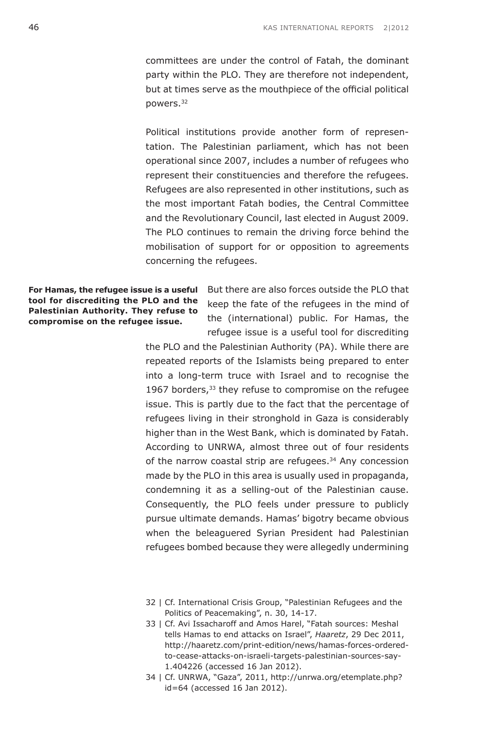committees are under the control of Fatah, the dominant party within the PLO. They are therefore not independent, but at times serve as the mouthpiece of the official political powers.[32]

Political institutions provide another form of representation. The Palestinian parliament, which has not been operational since 2007, includes a number of refugees who represent their constituencies and therefore the refugees. Refugees are also represented in other institutions, such as the most important Fatah bodies, the Central Committee and the Revolutionary Council, last elected in August 2009. The PLO continues to remain the driving force behind the mobilisation of support for or opposition to agreements concerning the refugees.

**For Hamas, the refugee issue is a useful tool for discrediting the PLO and the Palestinian Authority. They refuse to compromise on the refugee issue.**

But there are also forces outside the PLO that keep the fate of the refugees in the mind of the (international) public. For Hamas, the refugee issue is a useful tool for discrediting the PLO and the Palestinian Authority (PA). While there are repeated reports of the Islamists being prepared to enter into a long-term truce with Israel and to recognise the 1967 borders,[33] they refuse to compromise on the refugee issue. This is partly due to the fact that the percentage of refugees living in their stronghold in Gaza is considerably higher than in the West Bank, which is dominated by Fatah. According to UNRWA, almost three out of four residents of the narrow coastal strip are refugees.[34] Any concession made by the PLO in this area is usually used in propaganda, condemning it as a selling-out of the Palestinian cause. Consequently, the PLO feels under pressure to publicly pursue ultimate demands. Hamas' bigotry became obvious when the beleaguered Syrian President had Palestinian refugees bombed because they were allegedly undermining

32 | Cf. International Crisis Group, "Palestinian Refugees and the Politics of Peacemaking", n. 30, 14-17.

33 | Cf. Avi Issacharoff and Amos Harel, "Fatah sources: Meshal tells Hamas to end attacks on Israel", *Haaretz*, 29 Dec 2011, http://haaretz.com/print-edition/news/hamas-forces-ordered-to-cease-attacks-on-israeli-targets-palestinian-sources-say-1.404226 (accessed 16 Jan 2012).

34 | Cf. UNRWA, "Gaza", 2011, http://unrwa.org/etemplate.php?id=64 (accessed 16 Jan 2012).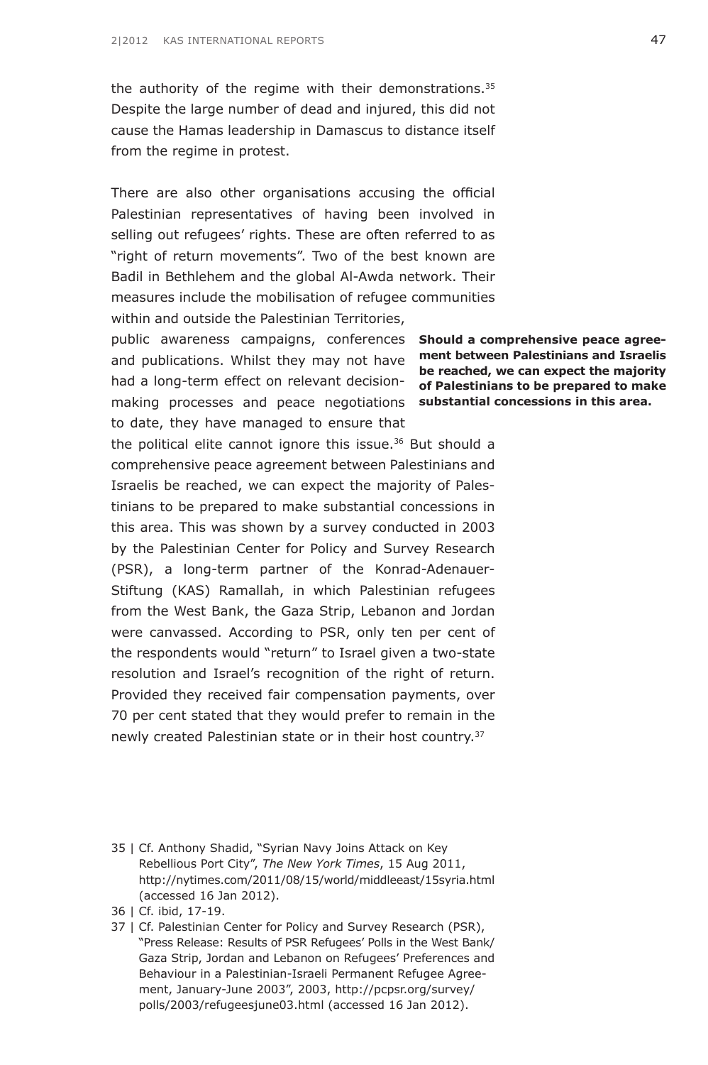the authority of the regime with their demonstrations.[35] Despite the large number of dead and injured, this did not cause the Hamas leadership in Damascus to distance itself from the regime in protest.

There are also other organisations accusing the official Palestinian representatives of having been involved in selling out refugees' rights. These are often referred to as "right of return movements". Two of the best known are Badil in Bethlehem and the global Al-Awda network. Their measures include the mobilisation of refugee communities within and outside the Palestinian Territories, public awareness campaigns, conferences and publications. Whilst they may not have had a long-term effect on relevant decision-making processes and peace negotiations to date, they have managed to ensure that the political elite cannot ignore this issue.[36] But should a comprehensive peace agreement between Palestinians and Israelis be reached, we can expect the majority of Palestinians to be prepared to make substantial concessions in this area. This was shown by a survey conducted in 2003 by the Palestinian Center for Policy and Survey Research (PSR), a long-term partner of the Konrad-Adenauer-Stiftung (KAS) Ramallah, in which Palestinian refugees from the West Bank, the Gaza Strip, Lebanon and Jordan were canvassed. According to PSR, only ten per cent of the respondents would "return" to Israel given a two-state resolution and Israel's recognition of the right of return. Provided they received fair compensation payments, over 70 per cent stated that they would prefer to remain in the newly created Palestinian state or in their host country.[37]

**Should a comprehensive peace agreement between Palestinians and Israelis be reached, we can expect the majority of Palestinians to be prepared to make substantial concessions in this area.**

35 | Cf. Anthony Shadid, "Syrian Navy Joins Attack on Key Rebellious Port City", *The New York Times*, 15 Aug 2011, http://nytimes.com/2011/08/15/world/middleeast/15syria.html (accessed 16 Jan 2012).

36 | Cf. ibid, 17-19.

37 | Cf. Palestinian Center for Policy and Survey Research (PSR), "Press Release: Results of PSR Refugees' Polls in the West Bank/ Gaza Strip, Jordan and Lebanon on Refugees' Preferences and Behaviour in a Palestinian-Israeli Permanent Refugee Agreement, January-June 2003", 2003, http://pcpsr.org/survey/polls/2003/refugeesjune03.html (accessed 16 Jan 2012).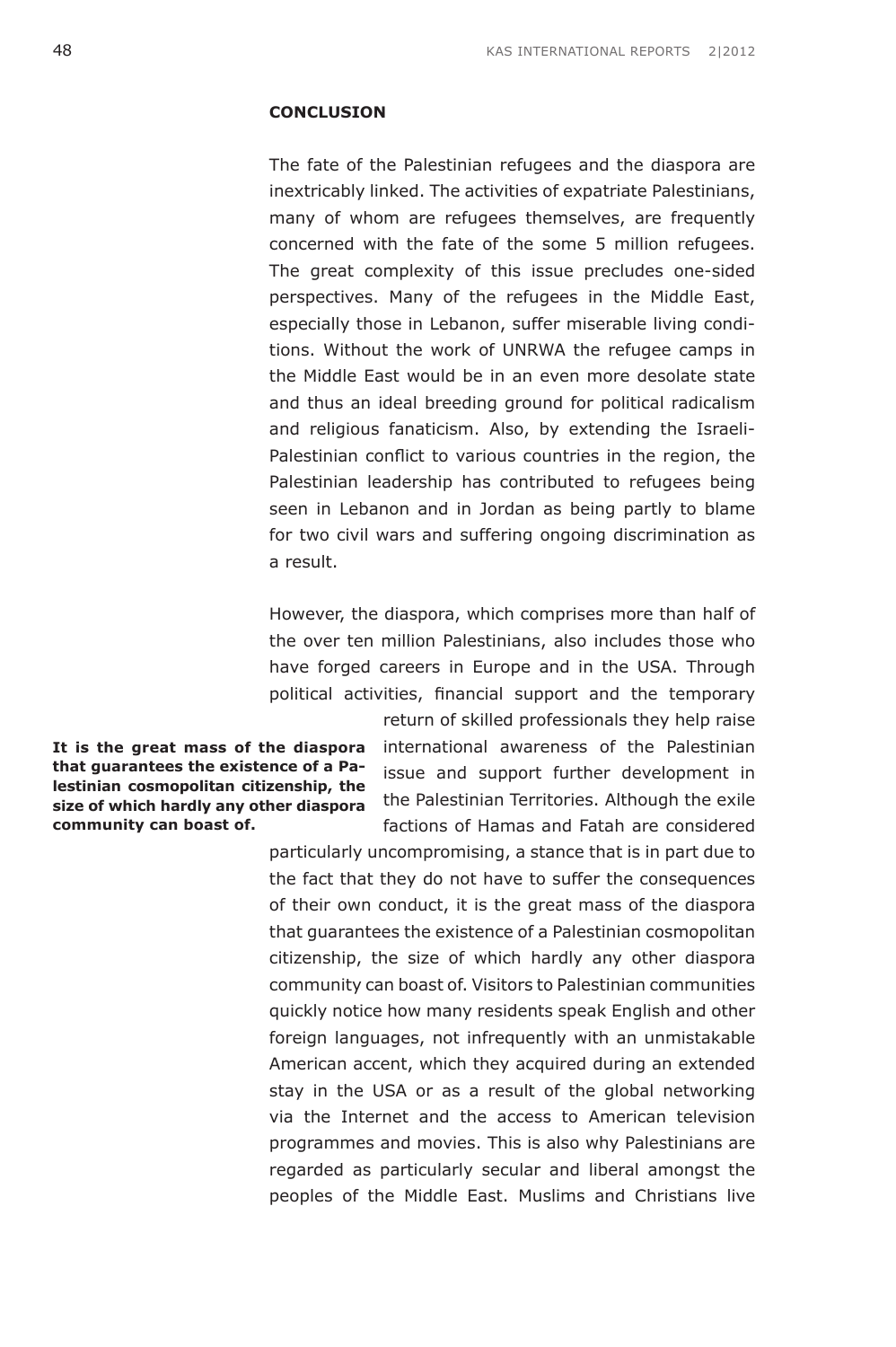## CONCLUSION

The fate of the Palestinian refugees and the diaspora are inextricably linked. The activities of expatriate Palestinians, many of whom are refugees themselves, are frequently concerned with the fate of the some 5 million refugees. The great complexity of this issue precludes one-sided perspectives. Many of the refugees in the Middle East, especially those in Lebanon, suffer miserable living conditions. Without the work of UNRWA the refugee camps in the Middle East would be in an even more desolate state and thus an ideal breeding ground for political radicalism and religious fanaticism. Also, by extending the Israeli-Palestinian conflict to various countries in the region, the Palestinian leadership has contributed to refugees being seen in Lebanon and in Jordan as being partly to blame for two civil wars and suffering ongoing discrimination as a result.

However, the diaspora, which comprises more than half of the over ten million Palestinians, also includes those who have forged careers in Europe and in the USA. Through political activities, financial support and the temporary return of skilled professionals they help raise international awareness of the Palestinian issue and support further development in the Palestinian Territories. Although the exile factions of Hamas and Fatah are considered particularly uncompromising, a stance that is in part due to the fact that they do not have to suffer the consequences of their own conduct, it is the great mass of the diaspora that guarantees the existence of a Palestinian cosmopolitan citizenship, the size of which hardly any other diaspora community can boast of. Visitors to Palestinian communities quickly notice how many residents speak English and other foreign languages, not infrequently with an unmistakable American accent, which they acquired during an extended stay in the USA or as a result of the global networking via the Internet and the access to American television programmes and movies. This is also why Palestinians are regarded as particularly secular and liberal amongst the peoples of the Middle East. Muslims and Christians live

**It is the great mass of the diaspora that guarantees the existence of a Palestinian cosmopolitan citizenship, the size of which hardly any other diaspora community can boast of.**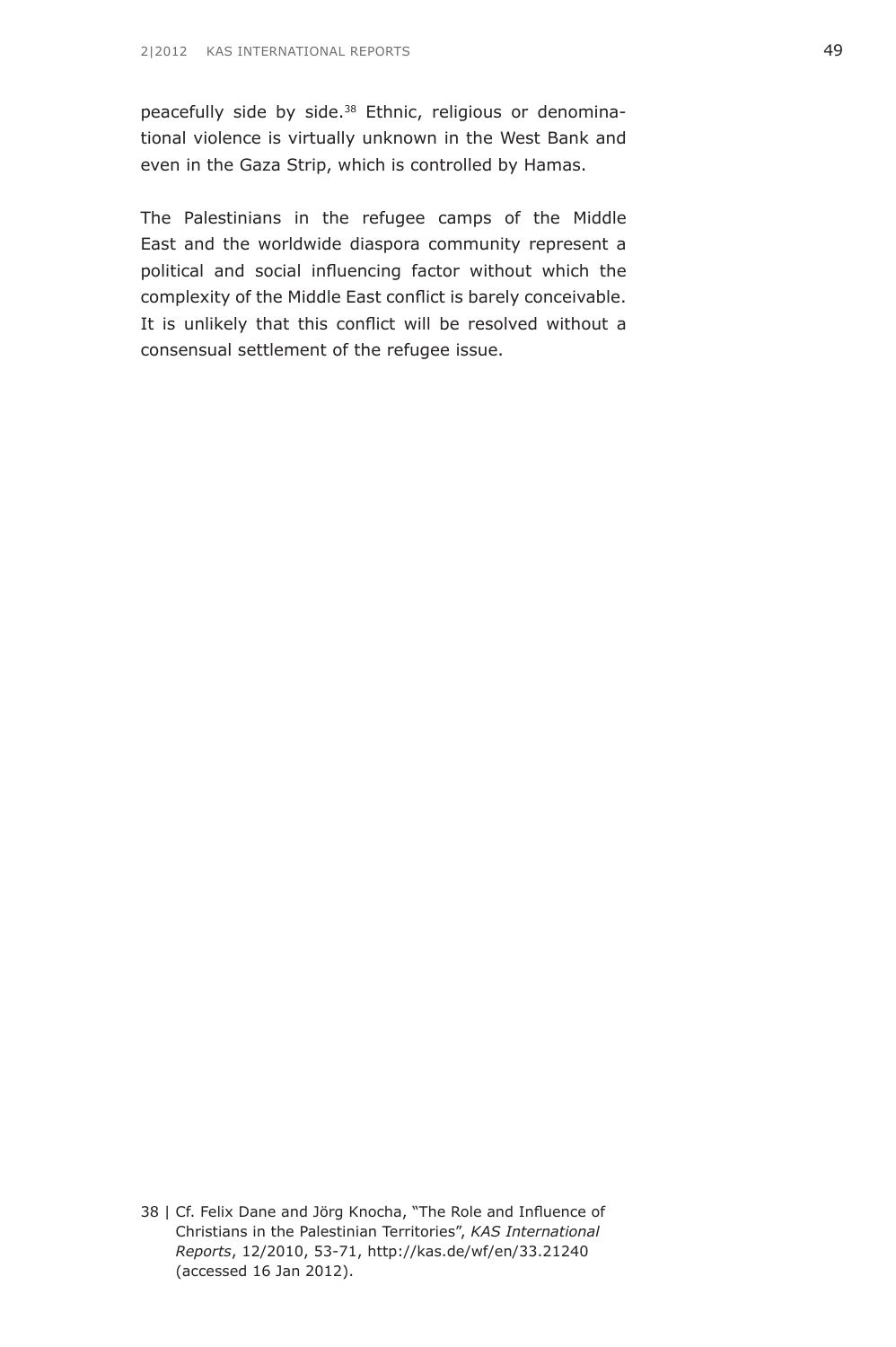peacefully side by side.[38] Ethnic, religious or denominational violence is virtually unknown in the West Bank and even in the Gaza Strip, which is controlled by Hamas.

The Palestinians in the refugee camps of the Middle East and the worldwide diaspora community represent a political and social influencing factor without which the complexity of the Middle East conflict is barely conceivable. It is unlikely that this conflict will be resolved without a consensual settlement of the refugee issue.

38 | Cf. Felix Dane and Jörg Knocha, "The Role and Influence of Christians in the Palestinian Territories", *KAS International Reports*, 12/2010, 53-71, http://kas.de/wf/en/33.21240 (accessed 16 Jan 2012).